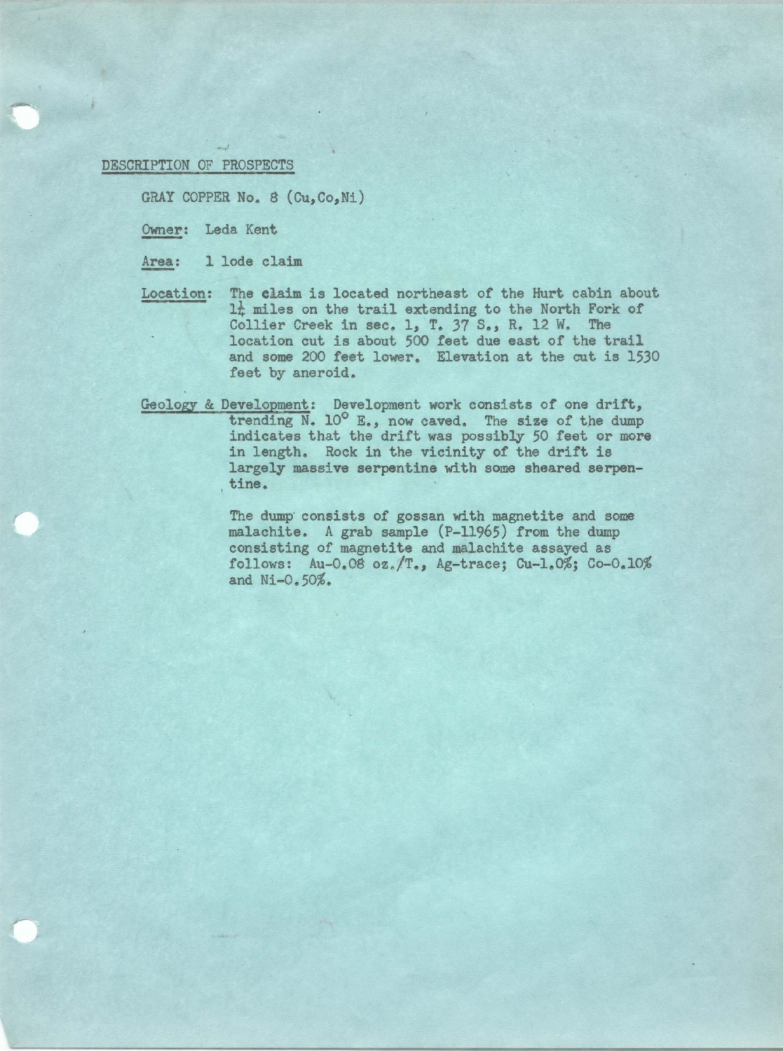## DESCRIPTION OF PROSPECTS

### GRAY COPPER No. 8 (Cu,Co,Ni)

**Owner:** Leda Kent

**Area:** 1 lode claim

**Location:** The claim is located northeast of the Hurt cabin about $1\frac{1}{4}$ miles on the trail extending to the North Fork of Collier Creek in sec. 1, T. 37 S., R. 12 W. The location cut is about 500 feet due east of the trail and some 200 feet lower. Elevation at the cut is 1530 feet by aneroid.

**Geology & Development:** Development work consists of one drift, trending N. $10^{\circ}$ E., now caved. The size of the dump indicates that the drift was possibly 50 feet or more in length. Rock in the vicinity of the drift is largely massive serpentine with some sheared serpentine.

The dump consists of gossan with magnetite and some malachite. A grab sample (P-11965) from the dump consisting of magnetite and malachite assayed as follows: Au-0.08 oz./T., Ag-trace; Cu-1.0%; Co-0.10% and Ni-0.50%.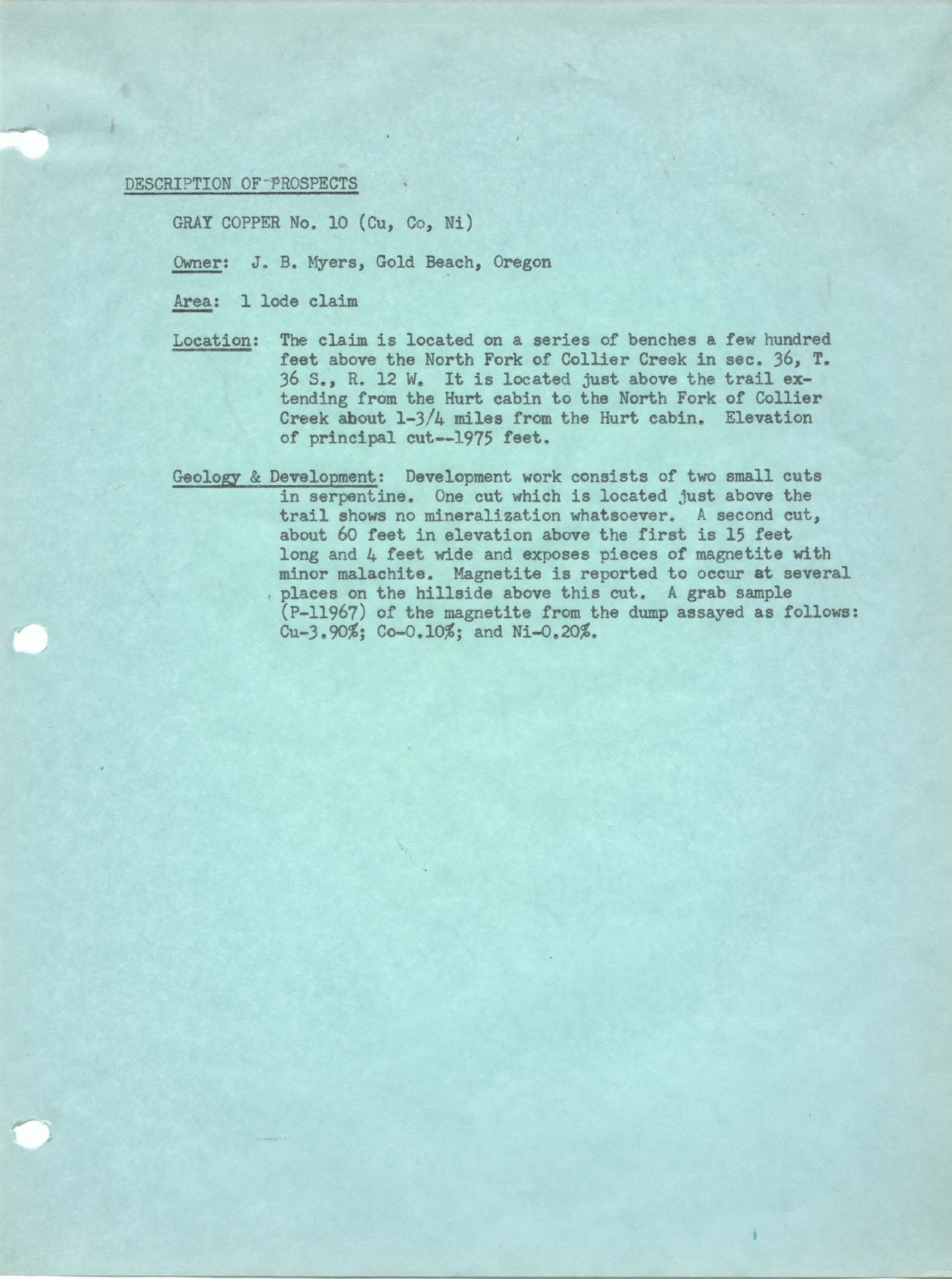## DESCRIPTION OF PROSPECTS

### GRAY COPPER No. 10 (Cu, Co, Ni)

**Owner:** J. B. Myers, Gold Beach, Oregon

**Area:** 1 lode claim

**Location:** The claim is located on a series of benches a few hundred feet above the North Fork of Collier Creek in sec. 36, T. 36 S., R. 12 W. It is located just above the trail extending from the Hurt cabin to the North Fork of Collier Creek about 1-3/4 miles from the Hurt cabin. Elevation of principal cut--1975 feet.

**Geology & Development:** Development work consists of two small cuts in serpentine. One cut which is located just above the trail shows no mineralization whatsoever. A second cut, about 60 feet in elevation above the first is 15 feet long and 4 feet wide and exposes pieces of magnetite with minor malachite. Magnetite is reported to occur at several places on the hillside above this cut. A grab sample (P-11967) of the magnetite from the dump assayed as follows: Cu-3.90%; Co-0.10%; and Ni-0.20%.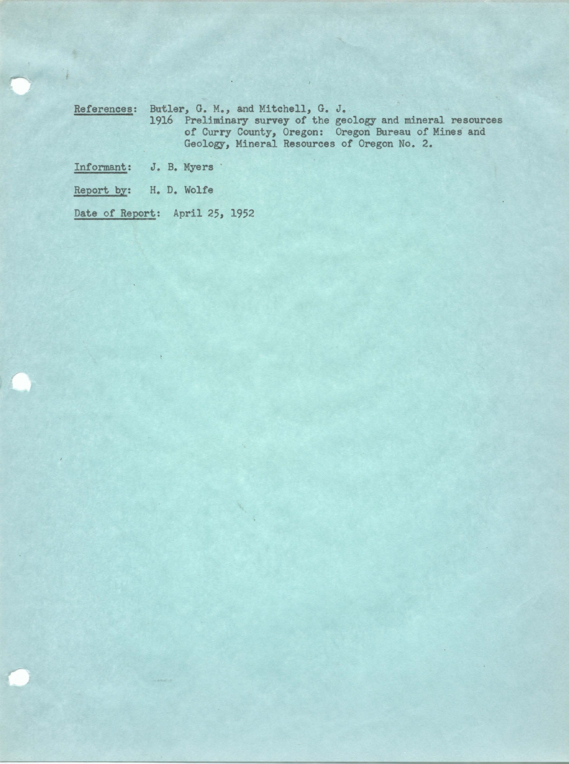References: Butler, G. M., and Mitchell, G. J.
1916 Preliminary survey of the geology and mineral resources of Curry County, Oregon: Oregon Bureau of Mines and Geology, Mineral Resources of Oregon No. 2.

Informant: J. B. Myers

Report by: H. D. Wolfe

Date of Report: April 25, 1952